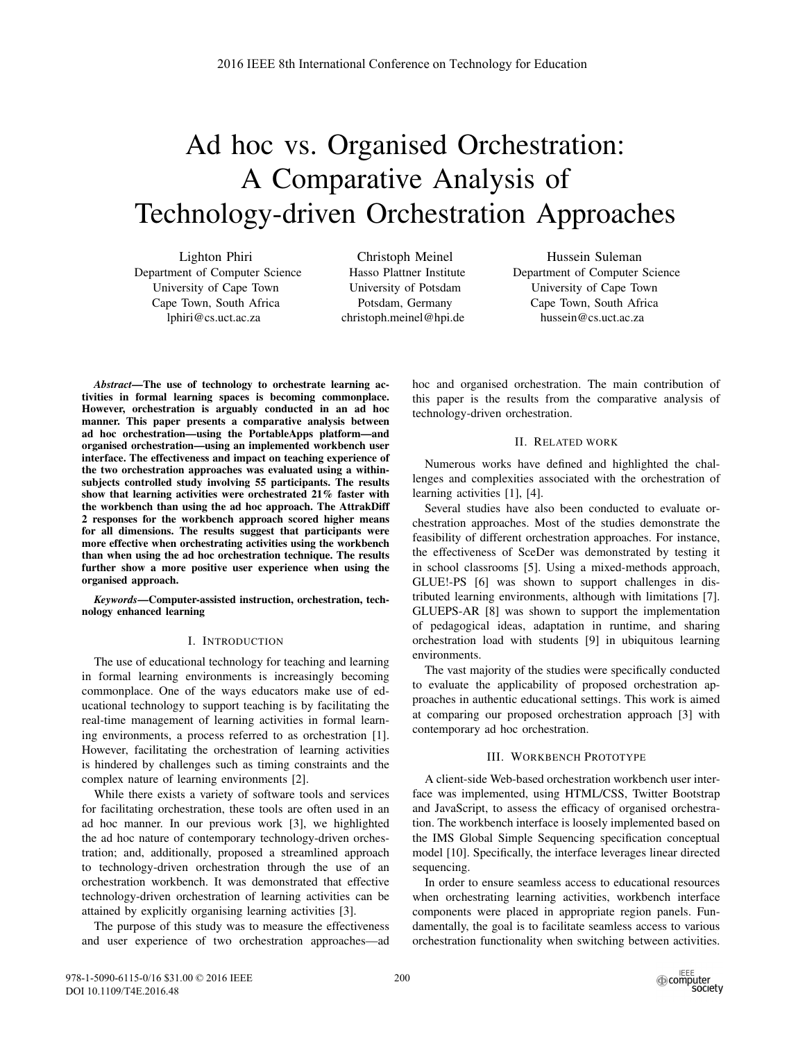# Ad hoc vs. Organised Orchestration: A Comparative Analysis of Technology-driven Orchestration Approaches

Lighton Phiri
Department of Computer Science
University of Cape Town
Cape Town, South Africa
lphiri@cs.uct.ac.za

Christoph Meinel
Hasso Plattner Institute
University of Potsdam
Potsdam, Germany
christoph.meinel@hpi.de

Hussein Suleman
Department of Computer Science
University of Cape Town
Cape Town, South Africa
hussein@cs.uct.ac.za

***Abstract*—The use of technology to orchestrate learning activities in formal learning spaces is becoming commonplace. However, orchestration is arguably conducted in an ad hoc manner. This paper presents a comparative analysis between ad hoc orchestration—using the PortableApps platform—and organised orchestration—using an implemented workbench user interface. The effectiveness and impact on teaching experience of the two orchestration approaches was evaluated using a within-subjects controlled study involving 55 participants. The results show that learning activities were orchestrated 21% faster with the workbench than using the ad hoc approach. The AttrakDiff 2 responses for the workbench approach scored higher means for all dimensions. The results suggest that participants were more effective when orchestrating activities using the workbench than when using the ad hoc orchestration technique. The results further show a more positive user experience when using the organised approach.**

***Keywords*—Computer-assisted instruction, orchestration, technology enhanced learning**

## I. Introduction

The use of educational technology for teaching and learning in formal learning environments is increasingly becoming commonplace. One of the ways educators make use of educational technology to support teaching is by facilitating the real-time management of learning activities in formal learning environments, a process referred to as orchestration [1]. However, facilitating the orchestration of learning activities is hindered by challenges such as timing constraints and the complex nature of learning environments [2].

While there exists a variety of software tools and services for facilitating orchestration, these tools are often used in an ad hoc manner. In our previous work [3], we highlighted the ad hoc nature of contemporary technology-driven orchestration; and, additionally, proposed a streamlined approach to technology-driven orchestration through the use of an orchestration workbench. It was demonstrated that effective technology-driven orchestration of learning activities can be attained by explicitly organising learning activities [3].

The purpose of this study was to measure the effectiveness and user experience of two orchestration approaches—ad hoc and organised orchestration. The main contribution of this paper is the results from the comparative analysis of technology-driven orchestration.

## II. Related work

Numerous works have defined and highlighted the challenges and complexities associated with the orchestration of learning activities [1], [4].

Several studies have also been conducted to evaluate orchestration approaches. Most of the studies demonstrate the feasibility of different orchestration approaches. For instance, the effectiveness of SceDer was demonstrated by testing it in school classrooms [5]. Using a mixed-methods approach, GLUE!-PS [6] was shown to support challenges in distributed learning environments, although with limitations [7]. GLUEPS-AR [8] was shown to support the implementation of pedagogical ideas, adaptation in runtime, and sharing orchestration load with students [9] in ubiquitous learning environments.

The vast majority of the studies were specifically conducted to evaluate the applicability of proposed orchestration approaches in authentic educational settings. This work is aimed at comparing our proposed orchestration approach [3] with contemporary ad hoc orchestration.

## III. Workbench Prototype

A client-side Web-based orchestration workbench user interface was implemented, using HTML/CSS, Twitter Bootstrap and JavaScript, to assess the efficacy of organised orchestration. The workbench interface is loosely implemented based on the IMS Global Simple Sequencing specification conceptual model [10]. Specifically, the interface leverages linear directed sequencing.

In order to ensure seamless access to educational resources when orchestrating learning activities, workbench interface components were placed in appropriate region panels. Fundamentally, the goal is to facilitate seamless access to various orchestration functionality when switching between activities.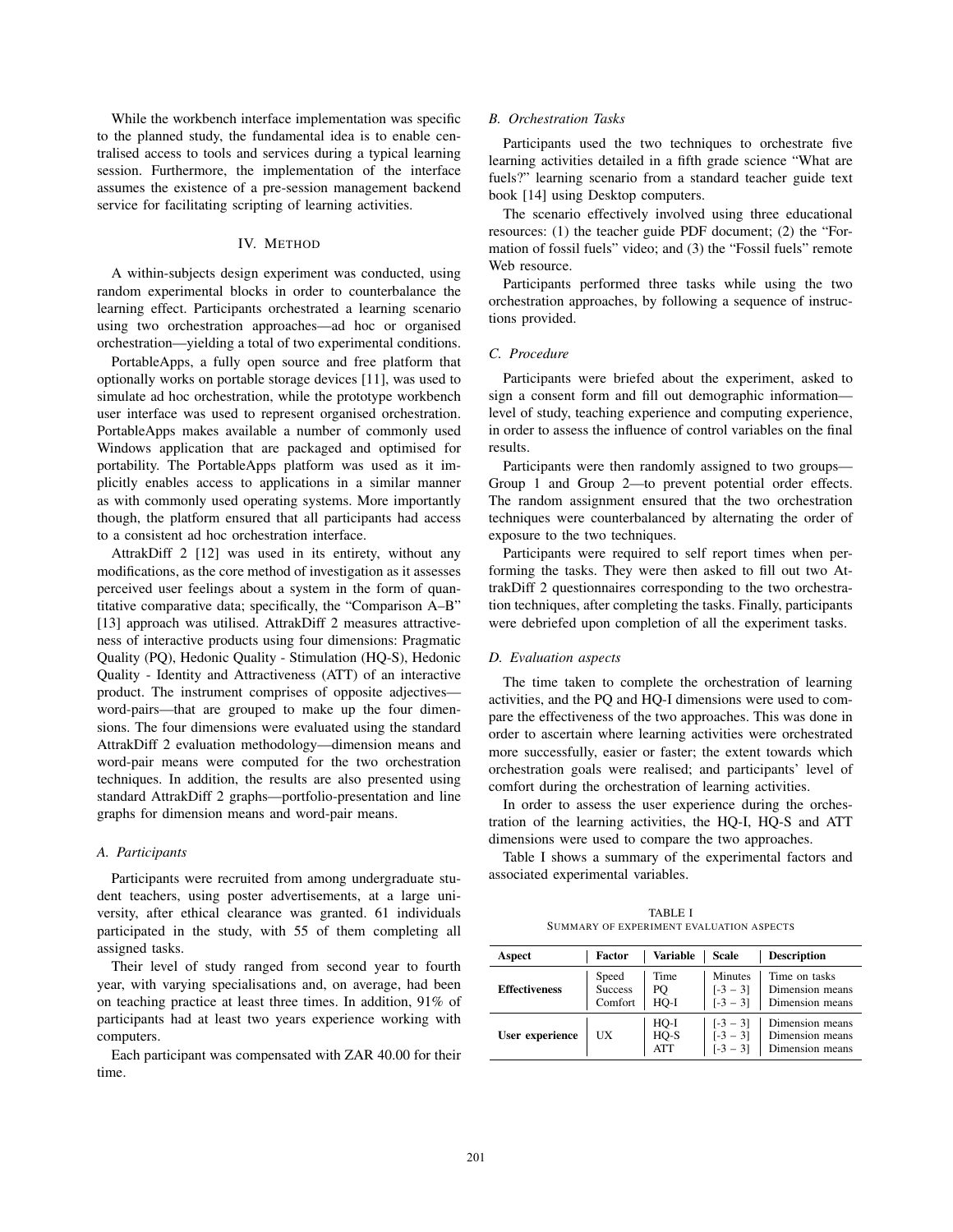While the workbench interface implementation was specific to the planned study, the fundamental idea is to enable centralised access to tools and services during a typical learning session. Furthermore, the implementation of the interface assumes the existence of a pre-session management backend service for facilitating scripting of learning activities.

## IV. Method

A within-subjects design experiment was conducted, using random experimental blocks in order to counterbalance the learning effect. Participants orchestrated a learning scenario using two orchestration approaches—ad hoc or organised orchestration—yielding a total of two experimental conditions.

PortableApps, a fully open source and free platform that optionally works on portable storage devices [11], was used to simulate ad hoc orchestration, while the prototype workbench user interface was used to represent organised orchestration. PortableApps makes available a number of commonly used Windows application that are packaged and optimised for portability. The PortableApps platform was used as it implicitly enables access to applications in a similar manner as with commonly used operating systems. More importantly though, the platform ensured that all participants had access to a consistent ad hoc orchestration interface.

AttrakDiff 2 [12] was used in its entirety, without any modifications, as the core method of investigation as it assesses perceived user feelings about a system in the form of quantitative comparative data; specifically, the "Comparison A–B" [13] approach was utilised. AttrakDiff 2 measures attractiveness of interactive products using four dimensions: Pragmatic Quality (PQ), Hedonic Quality - Stimulation (HQ-S), Hedonic Quality - Identity and Attractiveness (ATT) of an interactive product. The instrument comprises of opposite adjectives—word-pairs—that are grouped to make up the four dimensions. The four dimensions were evaluated using the standard AttrakDiff 2 evaluation methodology—dimension means and word-pair means were computed for the two orchestration techniques. In addition, the results are also presented using standard AttrakDiff 2 graphs—portfolio-presentation and line graphs for dimension means and word-pair means.

### A. Participants

Participants were recruited from among undergraduate student teachers, using poster advertisements, at a large university, after ethical clearance was granted. 61 individuals participated in the study, with 55 of them completing all assigned tasks.

Their level of study ranged from second year to fourth year, with varying specialisations and, on average, had been on teaching practice at least three times. In addition, 91% of participants had at least two years experience working with computers.

Each participant was compensated with ZAR 40.00 for their time.

### B. Orchestration Tasks

Participants used the two techniques to orchestrate five learning activities detailed in a fifth grade science "What are fuels?" learning scenario from a standard teacher guide text book [14] using Desktop computers.

The scenario effectively involved using three educational resources: (1) the teacher guide PDF document; (2) the "Formation of fossil fuels" video; and (3) the "Fossil fuels" remote Web resource.

Participants performed three tasks while using the two orchestration approaches, by following a sequence of instructions provided.

### C. Procedure

Participants were briefed about the experiment, asked to sign a consent form and fill out demographic information—level of study, teaching experience and computing experience, in order to assess the influence of control variables on the final results.

Participants were then randomly assigned to two groups—Group 1 and Group 2—to prevent potential order effects. The random assignment ensured that the two orchestration techniques were counterbalanced by alternating the order of exposure to the two techniques.

Participants were required to self report times when performing the tasks. They were then asked to fill out two AttrakDiff 2 questionnaires corresponding to the two orchestration techniques, after completing the tasks. Finally, participants were debriefed upon completion of all the experiment tasks.

### D. Evaluation aspects

The time taken to complete the orchestration of learning activities, and the PQ and HQ-I dimensions were used to compare the effectiveness of the two approaches. This was done in order to ascertain where learning activities were orchestrated more successfully, easier or faster; the extent towards which orchestration goals were realised; and participants' level of comfort during the orchestration of learning activities.

In order to assess the user experience during the orchestration of the learning activities, the HQ-I, HQ-S and ATT dimensions were used to compare the two approaches.

Table I shows a summary of the experimental factors and associated experimental variables.

TABLE I
SUMMARY OF EXPERIMENT EVALUATION ASPECTS

| Aspect | Factor | Variable | Scale | Description |
|---|---|---|---|---|
| **Effectiveness** | Speed | Time | Minutes | Time on tasks |
| | Success | PQ | [-3 – 3] | Dimension means |
| | Comfort | HQ-I | [-3 – 3] | Dimension means |
| **User experience** | UX | HQ-I | [-3 – 3] | Dimension means |
| | | HQ-S | [-3 – 3] | Dimension means |
| | | ATT | [-3 – 3] | Dimension means |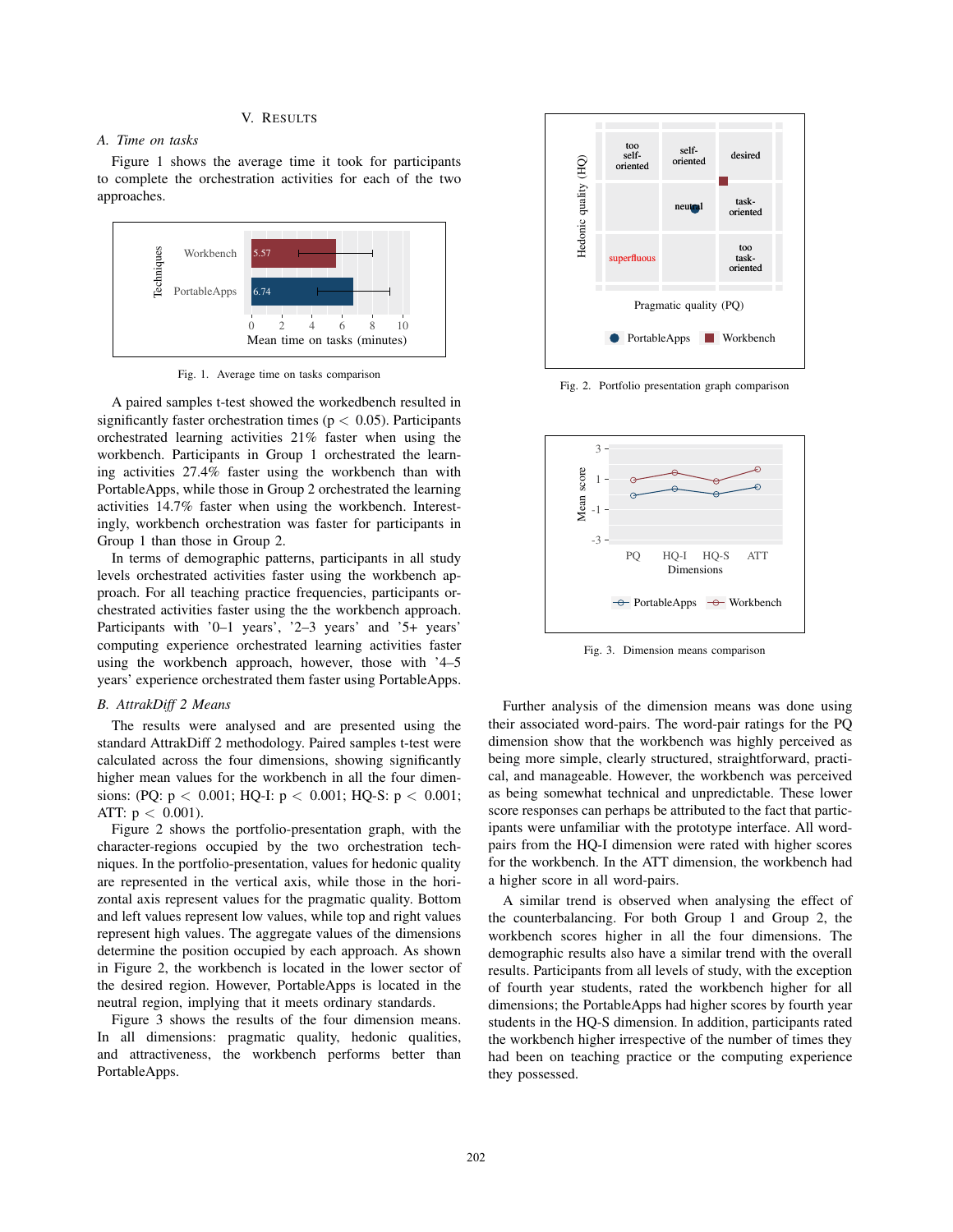## V. Results

### A. Time on tasks

Figure 1 shows the average time it took for participants to complete the orchestration activities for each of the two approaches.

Fig. 1. Average time on tasks comparison

A paired samples t-test showed the workedbench resulted in significantly faster orchestration times ($p < 0.05$). Participants orchestrated learning activities 21% faster when using the workbench. Participants in Group 1 orchestrated the learning activities 27.4% faster using the workbench than with PortableApps, while those in Group 2 orchestrated the learning activities 14.7% faster when using the workbench. Interestingly, workbench orchestration was faster for participants in Group 1 than those in Group 2.

In terms of demographic patterns, participants in all study levels orchestrated activities faster using the workbench approach. For all teaching practice frequencies, participants orchestrated activities faster using the the workbench approach. Participants with '0–1 years', '2–3 years' and '5+ years' computing experience orchestrated learning activities faster using the workbench approach, however, those with '4–5 years' experience orchestrated them faster using PortableApps.

### B. AttrakDiff 2 Means

The results were analysed and are presented using the standard AttrakDiff 2 methodology. Paired samples t-test were calculated across the four dimensions, showing significantly higher mean values for the workbench in all the four dimensions: (PQ: $p < 0.001$; HQ-I: $p < 0.001$; HQ-S: $p < 0.001$; ATT: $p < 0.001$).

Figure 2 shows the portfolio-presentation graph, with the character-regions occupied by the two orchestration techniques. In the portfolio-presentation, values for hedonic quality are represented in the vertical axis, while those in the horizontal axis represent values for the pragmatic quality. Bottom and left values represent low values, while top and right values represent high values. The aggregate values of the dimensions determine the position occupied by each approach. As shown in Figure 2, the workbench is located in the lower sector of the desired region. However, PortableApps is located in the neutral region, implying that it meets ordinary standards.

Figure 3 shows the results of the four dimension means. In all dimensions: pragmatic quality, hedonic qualities, and attractiveness, the workbench performs better than PortableApps.

Fig. 2. Portfolio presentation graph comparison

Fig. 3. Dimension means comparison

Further analysis of the dimension means was done using their associated word-pairs. The word-pair ratings for the PQ dimension show that the workbench was highly perceived as being more simple, clearly structured, straightforward, practical, and manageable. However, the workbench was perceived as being somewhat technical and unpredictable. These lower score responses can perhaps be attributed to the fact that participants were unfamiliar with the prototype interface. All word-pairs from the HQ-I dimension were rated with higher scores for the workbench. In the ATT dimension, the workbench had a higher score in all word-pairs.

A similar trend is observed when analysing the effect of the counterbalancing. For both Group 1 and Group 2, the workbench scores higher in all the four dimensions. The demographic results also have a similar trend with the overall results. Participants from all levels of study, with the exception of fourth year students, rated the workbench higher for all dimensions; the PortableApps had higher scores by fourth year students in the HQ-S dimension. In addition, participants rated the workbench higher irrespective of the number of times they had been on teaching practice or the computing experience they possessed.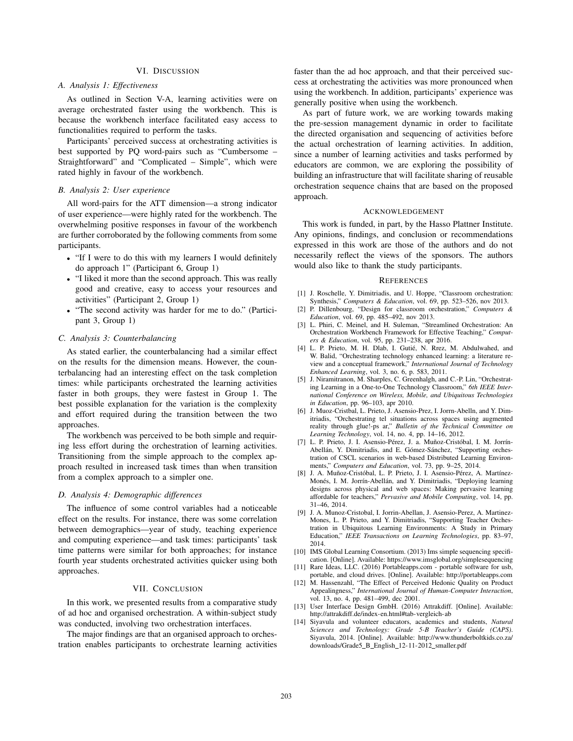## VI. Discussion

### A. Analysis 1: Effectiveness

As outlined in Section V-A, learning activities were on average orchestrated faster using the workbench. This is because the workbench interface facilitated easy access to functionalities required to perform the tasks.

Participants' perceived success at orchestrating activities is best supported by PQ word-pairs such as "Cumbersome – Straightforward" and "Complicated – Simple", which were rated highly in favour of the workbench.

### B. Analysis 2: User experience

All word-pairs for the ATT dimension—a strong indicator of user experience—were highly rated for the workbench. The overwhelming positive responses in favour of the workbench are further corroborated by the following comments from some participants.

- "If I were to do this with my learners I would definitely do approach 1" (Participant 6, Group 1)
- "I liked it more than the second approach. This was really good and creative, easy to access your resources and activities" (Participant 2, Group 1)
- "The second activity was harder for me to do." (Participant 3, Group 1)

### C. Analysis 3: Counterbalancing

As stated earlier, the counterbalancing had a similar effect on the results for the dimension means. However, the counterbalancing had an interesting effect on the task completion times: while participants orchestrated the learning activities faster in both groups, they were fastest in Group 1. The best possible explanation for the variation is the complexity and effort required during the transition between the two approaches.

The workbench was perceived to be both simple and requiring less effort during the orchestration of learning activities. Transitioning from the simple approach to the complex approach resulted in increased task times than when transition from a complex approach to a simpler one.

### D. Analysis 4: Demographic differences

The influence of some control variables had a noticeable effect on the results. For instance, there was some correlation between demographics—year of study, teaching experience and computing experience—and task times: participants' task time patterns were similar for both approaches; for instance fourth year students orchestrated activities quicker using both approaches.

## VII. Conclusion

In this work, we presented results from a comparative study of ad hoc and organised orchestration. A within-subject study was conducted, involving two orchestration interfaces.

The major findings are that an organised approach to orchestration enables participants to orchestrate learning activities faster than the ad hoc approach, and that their perceived success at orchestrating the activities was more pronounced when using the workbench. In addition, participants' experience was generally positive when using the workbench.

As part of future work, we are working towards making the pre-session management dynamic in order to facilitate the directed organisation and sequencing of activities before the actual orchestration of learning activities. In addition, since a number of learning activities and tasks performed by educators are common, we are exploring the possibility of building an infrastructure that will facilitate sharing of reusable orchestration sequence chains that are based on the proposed approach.

## Acknowledgement

This work is funded, in part, by the Hasso Plattner Institute. Any opinions, findings, and conclusion or recommendations expressed in this work are those of the authors and do not necessarily reflect the views of the sponsors. The authors would also like to thank the study participants.

## References

[1] J. Roschelle, Y. Dimitriadis, and U. Hoppe, "Classroom orchestration: Synthesis," *Computers & Education*, vol. 69, pp. 523–526, nov 2013.

[2] P. Dillenbourg, "Design for classroom orchestration," *Computers & Education*, vol. 69, pp. 485–492, nov 2013.

[3] L. Phiri, C. Meinel, and H. Suleman, "Streamlined Orchestration: An Orchestration Workbench Framework for Effective Teaching," *Computers & Education*, vol. 95, pp. 231–238, apr 2016.

[4] L. P. Prieto, M. H. Dlab, I. Gutié, N. Rrez, M. Abdulwahed, and W. Balid, "Orchestrating technology enhanced learning: a literature review and a conceptual framework," *International Journal of Technology Enhanced Learning*, vol. 3, no. 6, p. 583, 2011.

[5] J. Niramitranon, M. Sharples, C. Greenhalgh, and C.-P. Lin, "Orchestrating Learning in a One-to-One Technology Classroom," *6th IEEE International Conference on Wireless, Mobile, and Ubiquitous Technologies in Education*, pp. 96–103, apr 2010.

[6] J. Muoz-Cristbal, L. Prieto, J. Asensio-Prez, I. Jorrn-Abelln, and Y. Dimitriadis, "Orchestrating tel situations across spaces using augmented reality through glue!-ps ar," *Bulletin of the Technical Committee on Learning Technology*, vol. 14, no. 4, pp. 14–16, 2012.

[7] L. P. Prieto, J. I. Asensio-Pérez, J. a. Muñoz-Cristóbal, I. M. Jorrín-Abellán, Y. Dimitriadis, and E. Gómez-Sánchez, "Supporting orchestration of CSCL scenarios in web-based Distributed Learning Environments," *Computers and Education*, vol. 73, pp. 9–25, 2014.

[8] J. A. Muñoz-Cristóbal, L. P. Prieto, J. I. Asensio-Pérez, A. Martínez-Monés, I. M. Jorrín-Abellán, and Y. Dimitriadis, "Deploying learning designs across physical and web spaces: Making pervasive learning affordable for teachers," *Pervasive and Mobile Computing*, vol. 14, pp. 31–46, 2014.

[9] J. A. Munoz-Cristobal, I. Jorrin-Abellan, J. Asensio-Perez, A. Martinez-Mones, L. P. Prieto, and Y. Dimitriadis, "Supporting Teacher Orchestration in Ubiquitous Learning Environments: A Study in Primary Education," *IEEE Transactions on Learning Technologies*, pp. 83–97, 2014.

[10] IMS Global Learning Consortium. (2013) Ims simple sequencing specification. [Online]. Available: https://www.imsglobal.org/simplesequencing

[11] Rare Ideas, LLC. (2016) Portableapps.com - portable software for usb, portable, and cloud drives. [Online]. Available: http://portableapps.com

[12] M. Hassenzahl, "The Effect of Perceived Hedonic Quality on Product Appealingness," *International Journal of Human-Computer Interaction*, vol. 13, no. 4, pp. 481–499, dec 2001.

[13] User Interface Design GmbH. (2016) Attrakdiff. [Online]. Available: http://attrakdiff.de/index-en.html#tab-vergleich-ab

[14] Siyavula and volunteer educators, academics and students, *Natural Sciences and Technology: Grade 5-B Teacher's Guide (CAPS)*. Siyavula, 2014. [Online]. Available: http://www.thunderboltkids.co.za/downloads/Grade5_B_English_12-11-2012_smaller.pdf